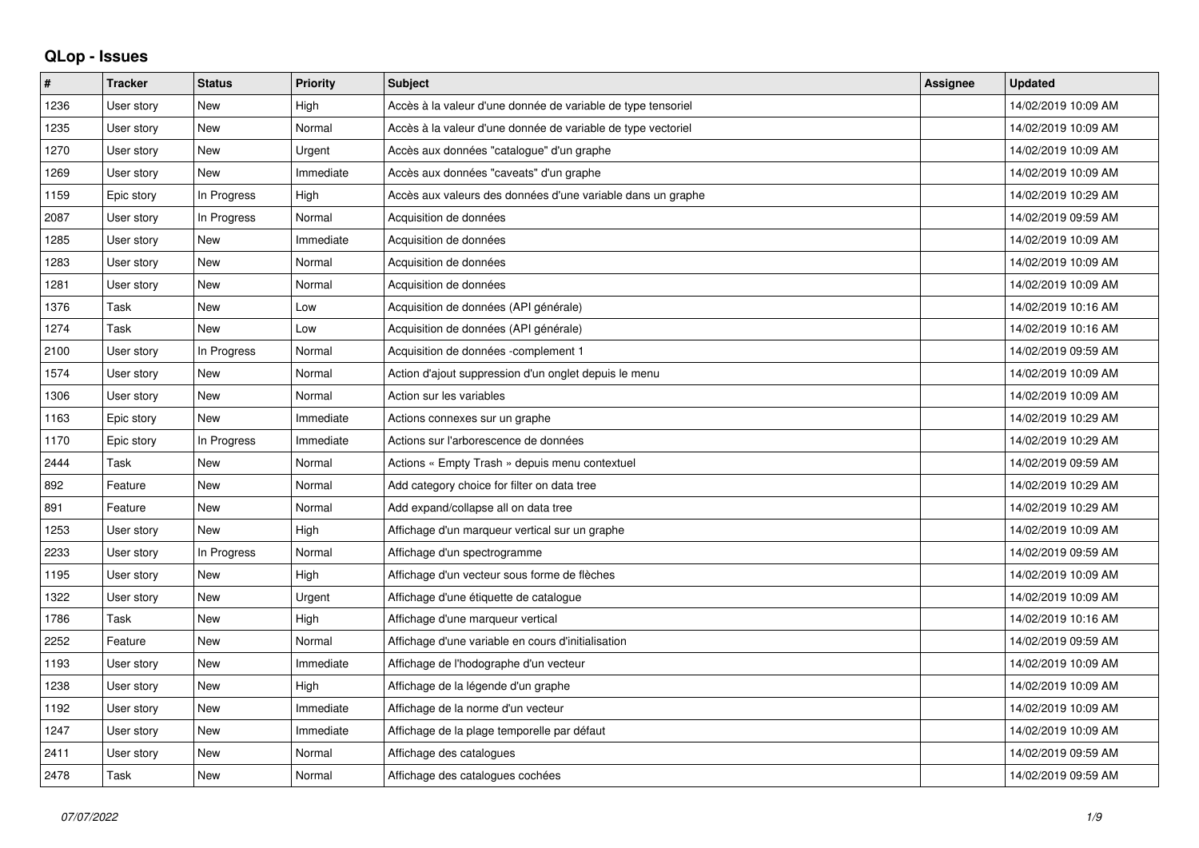## QLop - Issues

| # | Tracker | Status | Priority | Subject | Assignee | Updated |
|---|---|---|---|---|---|---|
| 1236 | User story | New | High | Accès à la valeur d'une donnée de variable de type tensoriel | | 14/02/2019 10:09 AM |
| 1235 | User story | New | Normal | Accès à la valeur d'une donnée de variable de type vectoriel | | 14/02/2019 10:09 AM |
| 1270 | User story | New | Urgent | Accès aux données "catalogue" d'un graphe | | 14/02/2019 10:09 AM |
| 1269 | User story | New | Immediate | Accès aux données "caveats" d'un graphe | | 14/02/2019 10:09 AM |
| 1159 | Epic story | In Progress | High | Accès aux valeurs des données d'une variable dans un graphe | | 14/02/2019 10:29 AM |
| 2087 | User story | In Progress | Normal | Acquisition de données | | 14/02/2019 09:59 AM |
| 1285 | User story | New | Immediate | Acquisition de données | | 14/02/2019 10:09 AM |
| 1283 | User story | New | Normal | Acquisition de données | | 14/02/2019 10:09 AM |
| 1281 | User story | New | Normal | Acquisition de données | | 14/02/2019 10:09 AM |
| 1376 | Task | New | Low | Acquisition de données (API générale) | | 14/02/2019 10:16 AM |
| 1274 | Task | New | Low | Acquisition de données (API générale) | | 14/02/2019 10:16 AM |
| 2100 | User story | In Progress | Normal | Acquisition de données -complement 1 | | 14/02/2019 09:59 AM |
| 1574 | User story | New | Normal | Action d'ajout suppression d'un onglet depuis le menu | | 14/02/2019 10:09 AM |
| 1306 | User story | New | Normal | Action sur les variables | | 14/02/2019 10:09 AM |
| 1163 | Epic story | New | Immediate | Actions connexes sur un graphe | | 14/02/2019 10:29 AM |
| 1170 | Epic story | In Progress | Immediate | Actions sur l'arborescence de données | | 14/02/2019 10:29 AM |
| 2444 | Task | New | Normal | Actions « Empty Trash » depuis menu contextuel | | 14/02/2019 09:59 AM |
| 892 | Feature | New | Normal | Add category choice for filter on data tree | | 14/02/2019 10:29 AM |
| 891 | Feature | New | Normal | Add expand/collapse all on data tree | | 14/02/2019 10:29 AM |
| 1253 | User story | New | High | Affichage d'un marqueur vertical sur un graphe | | 14/02/2019 10:09 AM |
| 2233 | User story | In Progress | Normal | Affichage d'un spectrogramme | | 14/02/2019 09:59 AM |
| 1195 | User story | New | High | Affichage d'un vecteur sous forme de flèches | | 14/02/2019 10:09 AM |
| 1322 | User story | New | Urgent | Affichage d'une étiquette de catalogue | | 14/02/2019 10:09 AM |
| 1786 | Task | New | High | Affichage d'une marqueur vertical | | 14/02/2019 10:16 AM |
| 2252 | Feature | New | Normal | Affichage d'une variable en cours d'initialisation | | 14/02/2019 09:59 AM |
| 1193 | User story | New | Immediate | Affichage de l'hodographe d'un vecteur | | 14/02/2019 10:09 AM |
| 1238 | User story | New | High | Affichage de la légende d'un graphe | | 14/02/2019 10:09 AM |
| 1192 | User story | New | Immediate | Affichage de la norme d'un vecteur | | 14/02/2019 10:09 AM |
| 1247 | User story | New | Immediate | Affichage de la plage temporelle par défaut | | 14/02/2019 10:09 AM |
| 2411 | User story | New | Normal | Affichage des catalogues | | 14/02/2019 09:59 AM |
| 2478 | Task | New | Normal | Affichage des catalogues cochées | | 14/02/2019 09:59 AM |

*07/07/2022*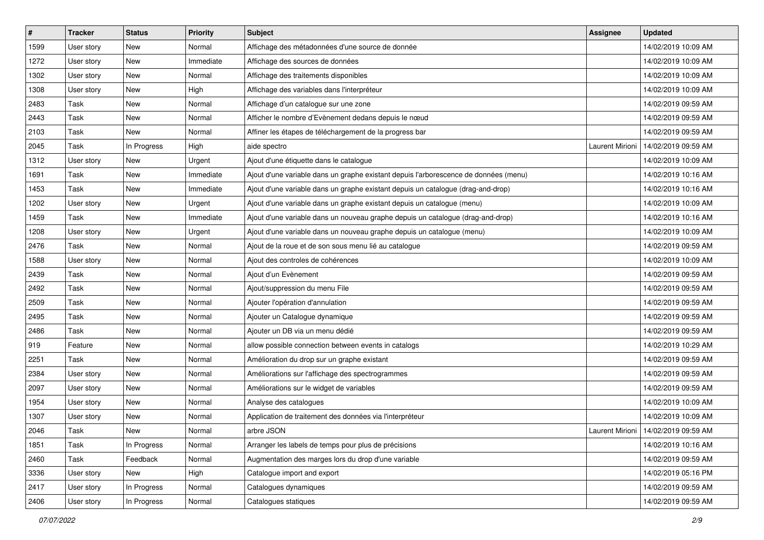| # | Tracker | Status | Priority | Subject | Assignee | Updated |
|---|---|---|---|---|---|---|
| 1599 | User story | New | Normal | Affichage des métadonnées d'une source de donnée | | 14/02/2019 10:09 AM |
| 1272 | User story | New | Immediate | Affichage des sources de données | | 14/02/2019 10:09 AM |
| 1302 | User story | New | Normal | Affichage des traitements disponibles | | 14/02/2019 10:09 AM |
| 1308 | User story | New | High | Affichage des variables dans l'interpréteur | | 14/02/2019 10:09 AM |
| 2483 | Task | New | Normal | Affichage d'un catalogue sur une zone | | 14/02/2019 09:59 AM |
| 2443 | Task | New | Normal | Afficher le nombre d'Evènement dedans depuis le nœud | | 14/02/2019 09:59 AM |
| 2103 | Task | New | Normal | Affiner les étapes de téléchargement de la progress bar | | 14/02/2019 09:59 AM |
| 2045 | Task | In Progress | High | aide spectro | Laurent Mirioni | 14/02/2019 09:59 AM |
| 1312 | User story | New | Urgent | Ajout d'une étiquette dans le catalogue | | 14/02/2019 10:09 AM |
| 1691 | Task | New | Immediate | Ajout d'une variable dans un graphe existant depuis l'arborescence de données (menu) | | 14/02/2019 10:16 AM |
| 1453 | Task | New | Immediate | Ajout d'une variable dans un graphe existant depuis un catalogue (drag-and-drop) | | 14/02/2019 10:16 AM |
| 1202 | User story | New | Urgent | Ajout d'une variable dans un graphe existant depuis un catalogue (menu) | | 14/02/2019 10:09 AM |
| 1459 | Task | New | Immediate | Ajout d'une variable dans un nouveau graphe depuis un catalogue (drag-and-drop) | | 14/02/2019 10:16 AM |
| 1208 | User story | New | Urgent | Ajout d'une variable dans un nouveau graphe depuis un catalogue (menu) | | 14/02/2019 10:09 AM |
| 2476 | Task | New | Normal | Ajout de la roue et de son sous menu lié au catalogue | | 14/02/2019 09:59 AM |
| 1588 | User story | New | Normal | Ajout des controles de cohérences | | 14/02/2019 10:09 AM |
| 2439 | Task | New | Normal | Ajout d'un Evènement | | 14/02/2019 09:59 AM |
| 2492 | Task | New | Normal | Ajout/suppression du menu File | | 14/02/2019 09:59 AM |
| 2509 | Task | New | Normal | Ajouter l'opération d'annulation | | 14/02/2019 09:59 AM |
| 2495 | Task | New | Normal | Ajouter un Catalogue dynamique | | 14/02/2019 09:59 AM |
| 2486 | Task | New | Normal | Ajouter un DB via un menu dédié | | 14/02/2019 09:59 AM |
| 919 | Feature | New | Normal | allow possible connection between events in catalogs | | 14/02/2019 10:29 AM |
| 2251 | Task | New | Normal | Amélioration du drop sur un graphe existant | | 14/02/2019 09:59 AM |
| 2384 | User story | New | Normal | Améliorations sur l'affichage des spectrogrammes | | 14/02/2019 09:59 AM |
| 2097 | User story | New | Normal | Améliorations sur le widget de variables | | 14/02/2019 09:59 AM |
| 1954 | User story | New | Normal | Analyse des catalogues | | 14/02/2019 10:09 AM |
| 1307 | User story | New | Normal | Application de traitement des données via l'interpréteur | | 14/02/2019 10:09 AM |
| 2046 | Task | New | Normal | arbre JSON | Laurent Mirioni | 14/02/2019 09:59 AM |
| 1851 | Task | In Progress | Normal | Arranger les labels de temps pour plus de précisions | | 14/02/2019 10:16 AM |
| 2460 | Task | Feedback | Normal | Augmentation des marges lors du drop d'une variable | | 14/02/2019 09:59 AM |
| 3336 | User story | New | High | Catalogue import and export | | 14/02/2019 05:16 PM |
| 2417 | User story | In Progress | Normal | Catalogues dynamiques | | 14/02/2019 09:59 AM |
| 2406 | User story | In Progress | Normal | Catalogues statiques | | 14/02/2019 09:59 AM |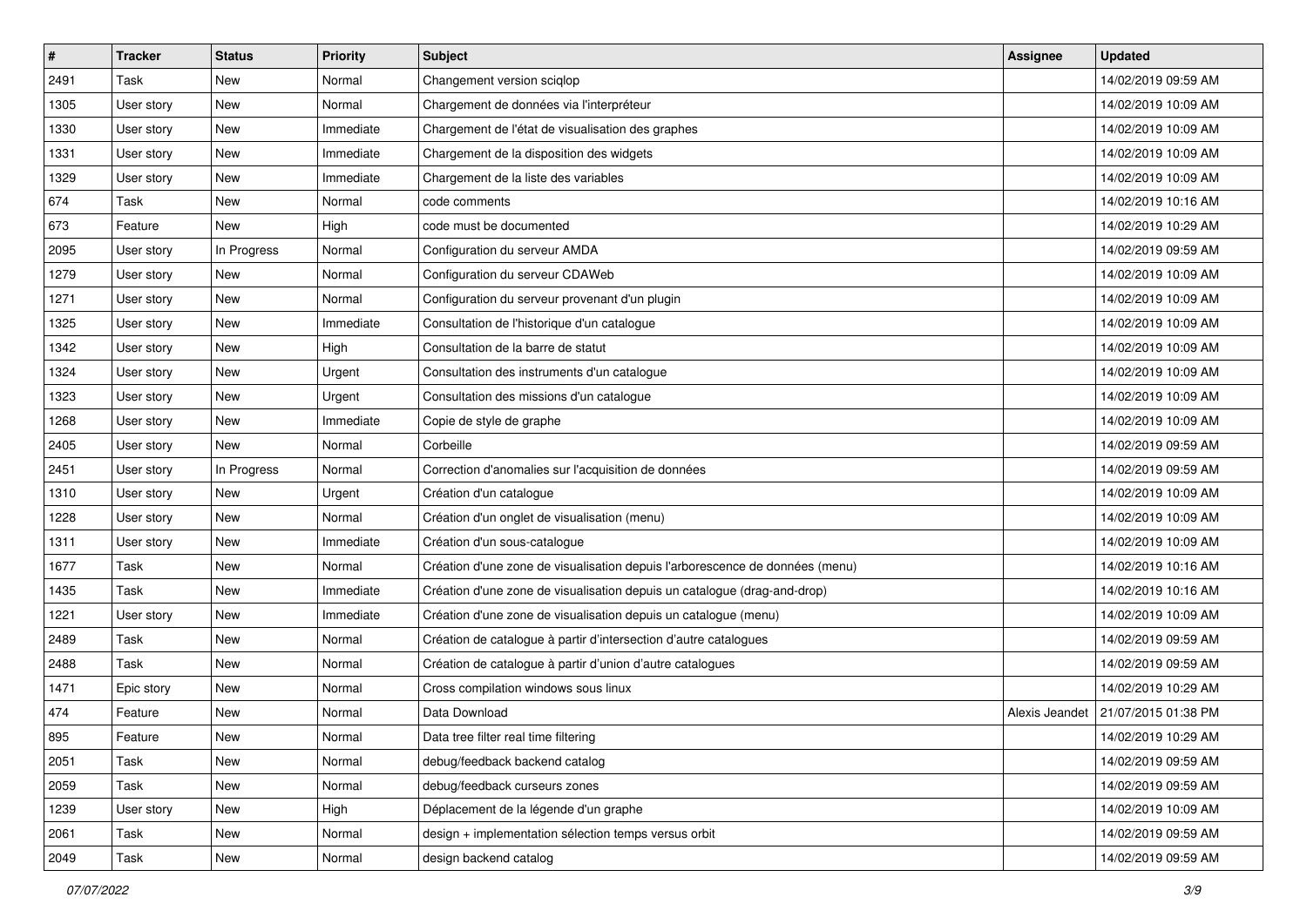| # | Tracker | Status | Priority | Subject | Assignee | Updated |
|---|---|---|---|---|---|---|
| 2491 | Task | New | Normal | Changement version sciqlop | | 14/02/2019 09:59 AM |
| 1305 | User story | New | Normal | Chargement de données via l'interpréteur | | 14/02/2019 10:09 AM |
| 1330 | User story | New | Immediate | Chargement de l'état de visualisation des graphes | | 14/02/2019 10:09 AM |
| 1331 | User story | New | Immediate | Chargement de la disposition des widgets | | 14/02/2019 10:09 AM |
| 1329 | User story | New | Immediate | Chargement de la liste des variables | | 14/02/2019 10:09 AM |
| 674 | Task | New | Normal | code comments | | 14/02/2019 10:16 AM |
| 673 | Feature | New | High | code must be documented | | 14/02/2019 10:29 AM |
| 2095 | User story | In Progress | Normal | Configuration du serveur AMDA | | 14/02/2019 09:59 AM |
| 1279 | User story | New | Normal | Configuration du serveur CDAWeb | | 14/02/2019 10:09 AM |
| 1271 | User story | New | Normal | Configuration du serveur provenant d'un plugin | | 14/02/2019 10:09 AM |
| 1325 | User story | New | Immediate | Consultation de l'historique d'un catalogue | | 14/02/2019 10:09 AM |
| 1342 | User story | New | High | Consultation de la barre de statut | | 14/02/2019 10:09 AM |
| 1324 | User story | New | Urgent | Consultation des instruments d'un catalogue | | 14/02/2019 10:09 AM |
| 1323 | User story | New | Urgent | Consultation des missions d'un catalogue | | 14/02/2019 10:09 AM |
| 1268 | User story | New | Immediate | Copie de style de graphe | | 14/02/2019 10:09 AM |
| 2405 | User story | New | Normal | Corbeille | | 14/02/2019 09:59 AM |
| 2451 | User story | In Progress | Normal | Correction d'anomalies sur l'acquisition de données | | 14/02/2019 09:59 AM |
| 1310 | User story | New | Urgent | Création d'un catalogue | | 14/02/2019 10:09 AM |
| 1228 | User story | New | Normal | Création d'un onglet de visualisation (menu) | | 14/02/2019 10:09 AM |
| 1311 | User story | New | Immediate | Création d'un sous-catalogue | | 14/02/2019 10:09 AM |
| 1677 | Task | New | Normal | Création d'une zone de visualisation depuis l'arborescence de données (menu) | | 14/02/2019 10:16 AM |
| 1435 | Task | New | Immediate | Création d'une zone de visualisation depuis un catalogue (drag-and-drop) | | 14/02/2019 10:16 AM |
| 1221 | User story | New | Immediate | Création d'une zone de visualisation depuis un catalogue (menu) | | 14/02/2019 10:09 AM |
| 2489 | Task | New | Normal | Création de catalogue à partir d'intersection d'autre catalogues | | 14/02/2019 09:59 AM |
| 2488 | Task | New | Normal | Création de catalogue à partir d'union d'autre catalogues | | 14/02/2019 09:59 AM |
| 1471 | Epic story | New | Normal | Cross compilation windows sous linux | | 14/02/2019 10:29 AM |
| 474 | Feature | New | Normal | Data Download | Alexis Jeandet | 21/07/2015 01:38 PM |
| 895 | Feature | New | Normal | Data tree filter real time filtering | | 14/02/2019 10:29 AM |
| 2051 | Task | New | Normal | debug/feedback backend catalog | | 14/02/2019 09:59 AM |
| 2059 | Task | New | Normal | debug/feedback curseurs zones | | 14/02/2019 09:59 AM |
| 1239 | User story | New | High | Déplacement de la légende d'un graphe | | 14/02/2019 10:09 AM |
| 2061 | Task | New | Normal | design + implementation sélection temps versus orbit | | 14/02/2019 09:59 AM |
| 2049 | Task | New | Normal | design backend catalog | | 14/02/2019 09:59 AM |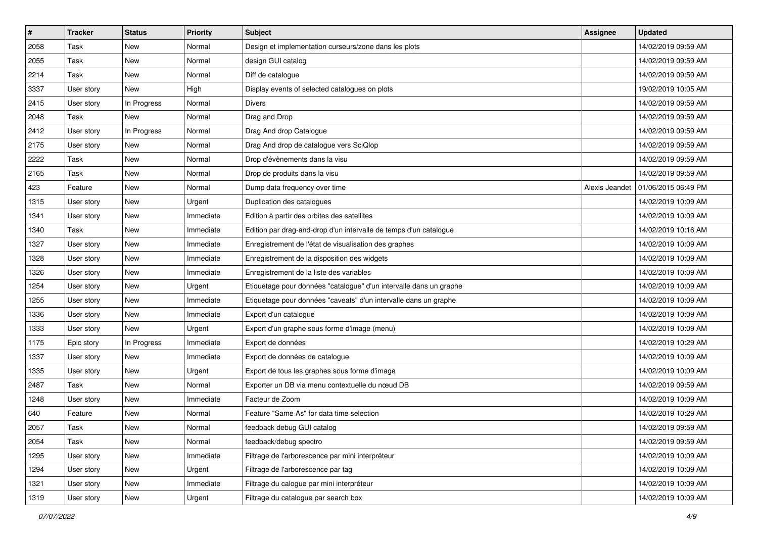| # | Tracker | Status | Priority | Subject | Assignee | Updated |
|---|---|---|---|---|---|---|
| 2058 | Task | New | Normal | Design et implementation curseurs/zone dans les plots | | 14/02/2019 09:59 AM |
| 2055 | Task | New | Normal | design GUI catalog | | 14/02/2019 09:59 AM |
| 2214 | Task | New | Normal | Diff de catalogue | | 14/02/2019 09:59 AM |
| 3337 | User story | New | High | Display events of selected catalogues on plots | | 19/02/2019 10:05 AM |
| 2415 | User story | In Progress | Normal | Divers | | 14/02/2019 09:59 AM |
| 2048 | Task | New | Normal | Drag and Drop | | 14/02/2019 09:59 AM |
| 2412 | User story | In Progress | Normal | Drag And drop Catalogue | | 14/02/2019 09:59 AM |
| 2175 | User story | New | Normal | Drag And drop de catalogue vers SciQlop | | 14/02/2019 09:59 AM |
| 2222 | Task | New | Normal | Drop d'évènements dans la visu | | 14/02/2019 09:59 AM |
| 2165 | Task | New | Normal | Drop de produits dans la visu | | 14/02/2019 09:59 AM |
| 423 | Feature | New | Normal | Dump data frequency over time | Alexis Jeandet | 01/06/2015 06:49 PM |
| 1315 | User story | New | Urgent | Duplication des catalogues | | 14/02/2019 10:09 AM |
| 1341 | User story | New | Immediate | Edition à partir des orbites des satellites | | 14/02/2019 10:09 AM |
| 1340 | Task | New | Immediate | Edition par drag-and-drop d'un intervalle de temps d'un catalogue | | 14/02/2019 10:16 AM |
| 1327 | User story | New | Immediate | Enregistrement de l'état de visualisation des graphes | | 14/02/2019 10:09 AM |
| 1328 | User story | New | Immediate | Enregistrement de la disposition des widgets | | 14/02/2019 10:09 AM |
| 1326 | User story | New | Immediate | Enregistrement de la liste des variables | | 14/02/2019 10:09 AM |
| 1254 | User story | New | Urgent | Etiquetage pour données "catalogue" d'un intervalle dans un graphe | | 14/02/2019 10:09 AM |
| 1255 | User story | New | Immediate | Etiquetage pour données "caveats" d'un intervalle dans un graphe | | 14/02/2019 10:09 AM |
| 1336 | User story | New | Immediate | Export d'un catalogue | | 14/02/2019 10:09 AM |
| 1333 | User story | New | Urgent | Export d'un graphe sous forme d'image (menu) | | 14/02/2019 10:09 AM |
| 1175 | Epic story | In Progress | Immediate | Export de données | | 14/02/2019 10:29 AM |
| 1337 | User story | New | Immediate | Export de données de catalogue | | 14/02/2019 10:09 AM |
| 1335 | User story | New | Urgent | Export de tous les graphes sous forme d'image | | 14/02/2019 10:09 AM |
| 2487 | Task | New | Normal | Exporter un DB via menu contextuelle du nœud DB | | 14/02/2019 09:59 AM |
| 1248 | User story | New | Immediate | Facteur de Zoom | | 14/02/2019 10:09 AM |
| 640 | Feature | New | Normal | Feature "Same As" for data time selection | | 14/02/2019 10:29 AM |
| 2057 | Task | New | Normal | feedback debug GUI catalog | | 14/02/2019 09:59 AM |
| 2054 | Task | New | Normal | feedback/debug spectro | | 14/02/2019 09:59 AM |
| 1295 | User story | New | Immediate | Filtrage de l'arborescence par mini interpréteur | | 14/02/2019 10:09 AM |
| 1294 | User story | New | Urgent | Filtrage de l'arborescence par tag | | 14/02/2019 10:09 AM |
| 1321 | User story | New | Immediate | Filtrage du calogue par mini interpréteur | | 14/02/2019 10:09 AM |
| 1319 | User story | New | Urgent | Filtrage du catalogue par search box | | 14/02/2019 10:09 AM |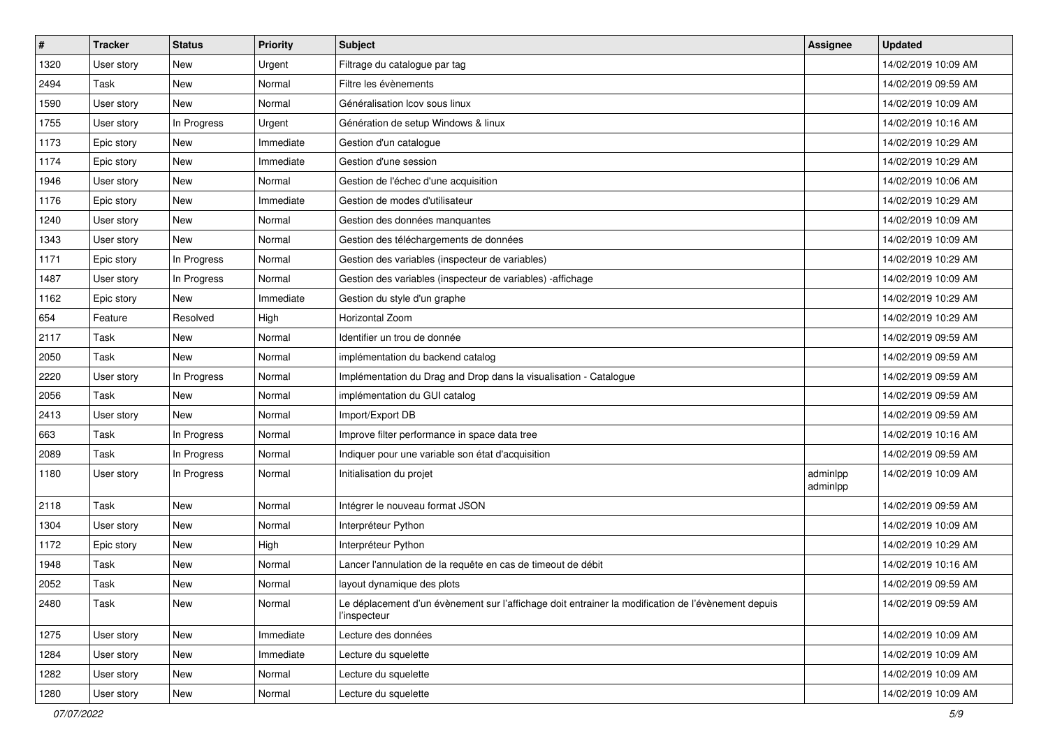| # | Tracker | Status | Priority | Subject | Assignee | Updated |
|---|---|---|---|---|---|---|
| 1320 | User story | New | Urgent | Filtrage du catalogue par tag | | 14/02/2019 10:09 AM |
| 2494 | Task | New | Normal | Filtre les évènements | | 14/02/2019 09:59 AM |
| 1590 | User story | New | Normal | Généralisation lcov sous linux | | 14/02/2019 10:09 AM |
| 1755 | User story | In Progress | Urgent | Génération de setup Windows & linux | | 14/02/2019 10:16 AM |
| 1173 | Epic story | New | Immediate | Gestion d'un catalogue | | 14/02/2019 10:29 AM |
| 1174 | Epic story | New | Immediate | Gestion d'une session | | 14/02/2019 10:29 AM |
| 1946 | User story | New | Normal | Gestion de l'échec d'une acquisition | | 14/02/2019 10:06 AM |
| 1176 | Epic story | New | Immediate | Gestion de modes d'utilisateur | | 14/02/2019 10:29 AM |
| 1240 | User story | New | Normal | Gestion des données manquantes | | 14/02/2019 10:09 AM |
| 1343 | User story | New | Normal | Gestion des téléchargements de données | | 14/02/2019 10:09 AM |
| 1171 | Epic story | In Progress | Normal | Gestion des variables (inspecteur de variables) | | 14/02/2019 10:29 AM |
| 1487 | User story | In Progress | Normal | Gestion des variables (inspecteur de variables) -affichage | | 14/02/2019 10:09 AM |
| 1162 | Epic story | New | Immediate | Gestion du style d'un graphe | | 14/02/2019 10:29 AM |
| 654 | Feature | Resolved | High | Horizontal Zoom | | 14/02/2019 10:29 AM |
| 2117 | Task | New | Normal | Identifier un trou de donnée | | 14/02/2019 09:59 AM |
| 2050 | Task | New | Normal | implémentation du backend catalog | | 14/02/2019 09:59 AM |
| 2220 | User story | In Progress | Normal | Implémentation du Drag and Drop dans la visualisation - Catalogue | | 14/02/2019 09:59 AM |
| 2056 | Task | New | Normal | implémentation du GUI catalog | | 14/02/2019 09:59 AM |
| 2413 | User story | New | Normal | Import/Export DB | | 14/02/2019 09:59 AM |
| 663 | Task | In Progress | Normal | Improve filter performance in space data tree | | 14/02/2019 10:16 AM |
| 2089 | Task | In Progress | Normal | Indiquer pour une variable son état d'acquisition | | 14/02/2019 09:59 AM |
| 1180 | User story | In Progress | Normal | Initialisation du projet | adminlpp adminlpp | 14/02/2019 10:09 AM |
| 2118 | Task | New | Normal | Intégrer le nouveau format JSON | | 14/02/2019 09:59 AM |
| 1304 | User story | New | Normal | Interpréteur Python | | 14/02/2019 10:09 AM |
| 1172 | Epic story | New | High | Interpréteur Python | | 14/02/2019 10:29 AM |
| 1948 | Task | New | Normal | Lancer l'annulation de la requête en cas de timeout de débit | | 14/02/2019 10:16 AM |
| 2052 | Task | New | Normal | layout dynamique des plots | | 14/02/2019 09:59 AM |
| 2480 | Task | New | Normal | Le déplacement d'un évènement sur l'affichage doit entrainer la modification de l'évènement depuis l'inspecteur | | 14/02/2019 09:59 AM |
| 1275 | User story | New | Immediate | Lecture des données | | 14/02/2019 10:09 AM |
| 1284 | User story | New | Immediate | Lecture du squelette | | 14/02/2019 10:09 AM |
| 1282 | User story | New | Normal | Lecture du squelette | | 14/02/2019 10:09 AM |
| 1280 | User story | New | Normal | Lecture du squelette | | 14/02/2019 10:09 AM |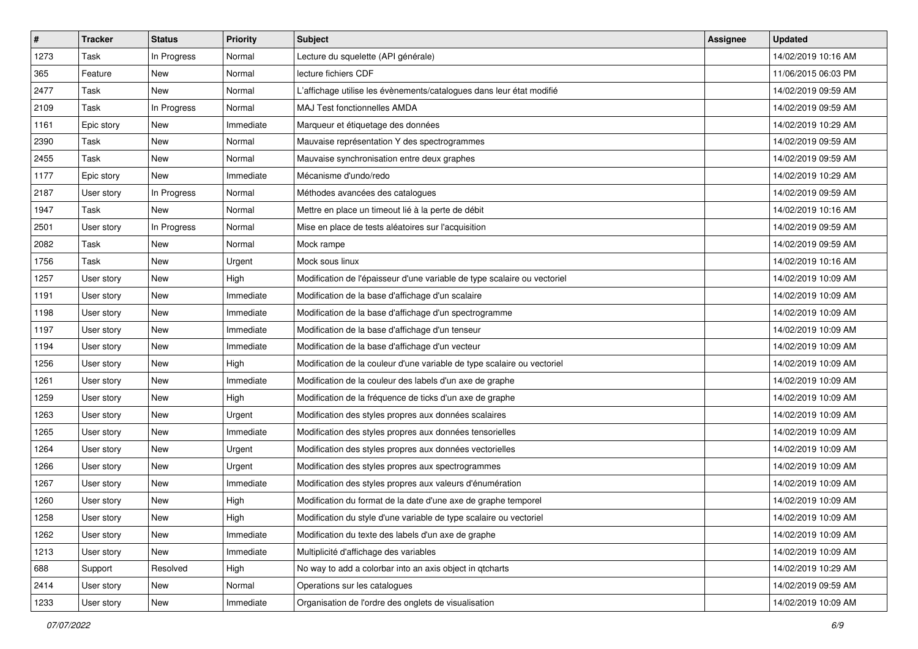| # | Tracker | Status | Priority | Subject | Assignee | Updated |
|---|---|---|---|---|---|---|
| 1273 | Task | In Progress | Normal | Lecture du squelette (API générale) | | 14/02/2019 10:16 AM |
| 365 | Feature | New | Normal | lecture fichiers CDF | | 11/06/2015 06:03 PM |
| 2477 | Task | New | Normal | L'affichage utilise les évènements/catalogues dans leur état modifié | | 14/02/2019 09:59 AM |
| 2109 | Task | In Progress | Normal | MAJ Test fonctionnelles AMDA | | 14/02/2019 09:59 AM |
| 1161 | Epic story | New | Immediate | Marqueur et étiquetage des données | | 14/02/2019 10:29 AM |
| 2390 | Task | New | Normal | Mauvaise représentation Y des spectrogrammes | | 14/02/2019 09:59 AM |
| 2455 | Task | New | Normal | Mauvaise synchronisation entre deux graphes | | 14/02/2019 09:59 AM |
| 1177 | Epic story | New | Immediate | Mécanisme d'undo/redo | | 14/02/2019 10:29 AM |
| 2187 | User story | In Progress | Normal | Méthodes avancées des catalogues | | 14/02/2019 09:59 AM |
| 1947 | Task | New | Normal | Mettre en place un timeout lié à la perte de débit | | 14/02/2019 10:16 AM |
| 2501 | User story | In Progress | Normal | Mise en place de tests aléatoires sur l'acquisition | | 14/02/2019 09:59 AM |
| 2082 | Task | New | Normal | Mock rampe | | 14/02/2019 09:59 AM |
| 1756 | Task | New | Urgent | Mock sous linux | | 14/02/2019 10:16 AM |
| 1257 | User story | New | High | Modification de l'épaisseur d'une variable de type scalaire ou vectoriel | | 14/02/2019 10:09 AM |
| 1191 | User story | New | Immediate | Modification de la base d'affichage d'un scalaire | | 14/02/2019 10:09 AM |
| 1198 | User story | New | Immediate | Modification de la base d'affichage d'un spectrogramme | | 14/02/2019 10:09 AM |
| 1197 | User story | New | Immediate | Modification de la base d'affichage d'un tenseur | | 14/02/2019 10:09 AM |
| 1194 | User story | New | Immediate | Modification de la base d'affichage d'un vecteur | | 14/02/2019 10:09 AM |
| 1256 | User story | New | High | Modification de la couleur d'une variable de type scalaire ou vectoriel | | 14/02/2019 10:09 AM |
| 1261 | User story | New | Immediate | Modification de la couleur des labels d'un axe de graphe | | 14/02/2019 10:09 AM |
| 1259 | User story | New | High | Modification de la fréquence de ticks d'un axe de graphe | | 14/02/2019 10:09 AM |
| 1263 | User story | New | Urgent | Modification des styles propres aux données scalaires | | 14/02/2019 10:09 AM |
| 1265 | User story | New | Immediate | Modification des styles propres aux données tensorielles | | 14/02/2019 10:09 AM |
| 1264 | User story | New | Urgent | Modification des styles propres aux données vectorielles | | 14/02/2019 10:09 AM |
| 1266 | User story | New | Urgent | Modification des styles propres aux spectrogrammes | | 14/02/2019 10:09 AM |
| 1267 | User story | New | Immediate | Modification des styles propres aux valeurs d'énumération | | 14/02/2019 10:09 AM |
| 1260 | User story | New | High | Modification du format de la date d'une axe de graphe temporel | | 14/02/2019 10:09 AM |
| 1258 | User story | New | High | Modification du style d'une variable de type scalaire ou vectoriel | | 14/02/2019 10:09 AM |
| 1262 | User story | New | Immediate | Modification du texte des labels d'un axe de graphe | | 14/02/2019 10:09 AM |
| 1213 | User story | New | Immediate | Multiplicité d'affichage des variables | | 14/02/2019 10:09 AM |
| 688 | Support | Resolved | High | No way to add a colorbar into an axis object in qtcharts | | 14/02/2019 10:29 AM |
| 2414 | User story | New | Normal | Operations sur les catalogues | | 14/02/2019 09:59 AM |
| 1233 | User story | New | Immediate | Organisation de l'ordre des onglets de visualisation | | 14/02/2019 10:09 AM |

*07/07/2022*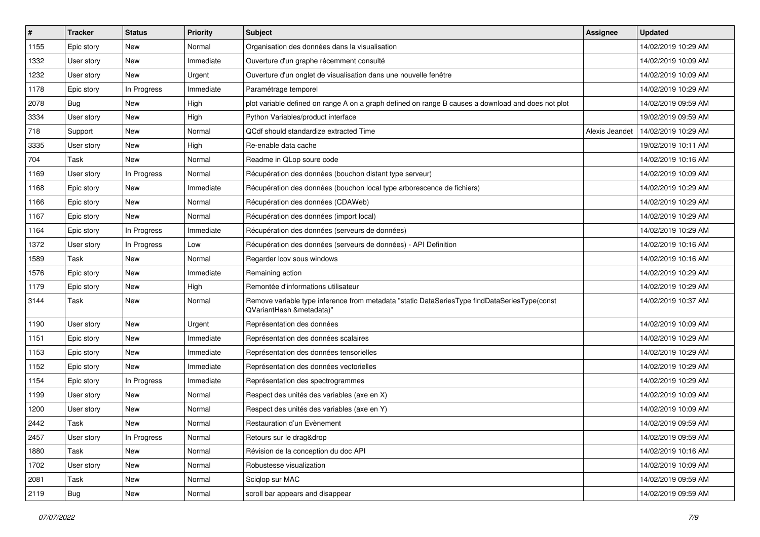| # | Tracker | Status | Priority | Subject | Assignee | Updated |
|---|---|---|---|---|---|---|
| 1155 | Epic story | New | Normal | Organisation des données dans la visualisation | | 14/02/2019 10:29 AM |
| 1332 | User story | New | Immediate | Ouverture d'un graphe récemment consulté | | 14/02/2019 10:09 AM |
| 1232 | User story | New | Urgent | Ouverture d'un onglet de visualisation dans une nouvelle fenêtre | | 14/02/2019 10:09 AM |
| 1178 | Epic story | In Progress | Immediate | Paramétrage temporel | | 14/02/2019 10:29 AM |
| 2078 | Bug | New | High | plot variable defined on range A on a graph defined on range B causes a download and does not plot | | 14/02/2019 09:59 AM |
| 3334 | User story | New | High | Python Variables/product interface | | 19/02/2019 09:59 AM |
| 718 | Support | New | Normal | QCdf should standardize extracted Time | Alexis Jeandet | 14/02/2019 10:29 AM |
| 3335 | User story | New | High | Re-enable data cache | | 19/02/2019 10:11 AM |
| 704 | Task | New | Normal | Readme in QLop soure code | | 14/02/2019 10:16 AM |
| 1169 | User story | In Progress | Normal | Récupération des données (bouchon distant type serveur) | | 14/02/2019 10:09 AM |
| 1168 | Epic story | New | Immediate | Récupération des données (bouchon local type arborescence de fichiers) | | 14/02/2019 10:29 AM |
| 1166 | Epic story | New | Normal | Récupération des données (CDAWeb) | | 14/02/2019 10:29 AM |
| 1167 | Epic story | New | Normal | Récupération des données (import local) | | 14/02/2019 10:29 AM |
| 1164 | Epic story | In Progress | Immediate | Récupération des données (serveurs de données) | | 14/02/2019 10:29 AM |
| 1372 | User story | In Progress | Low | Récupération des données (serveurs de données) - API Definition | | 14/02/2019 10:16 AM |
| 1589 | Task | New | Normal | Regarder lcov sous windows | | 14/02/2019 10:16 AM |
| 1576 | Epic story | New | Immediate | Remaining action | | 14/02/2019 10:29 AM |
| 1179 | Epic story | New | High | Remontée d'informations utilisateur | | 14/02/2019 10:29 AM |
| 3144 | Task | New | Normal | Remove variable type inference from metadata "static DataSeriesType findDataSeriesType(const QVariantHash &metadata)" | | 14/02/2019 10:37 AM |
| 1190 | User story | New | Urgent | Représentation des données | | 14/02/2019 10:09 AM |
| 1151 | Epic story | New | Immediate | Représentation des données scalaires | | 14/02/2019 10:29 AM |
| 1153 | Epic story | New | Immediate | Représentation des données tensorielles | | 14/02/2019 10:29 AM |
| 1152 | Epic story | New | Immediate | Représentation des données vectorielles | | 14/02/2019 10:29 AM |
| 1154 | Epic story | In Progress | Immediate | Représentation des spectrogrammes | | 14/02/2019 10:29 AM |
| 1199 | User story | New | Normal | Respect des unités des variables (axe en X) | | 14/02/2019 10:09 AM |
| 1200 | User story | New | Normal | Respect des unités des variables (axe en Y) | | 14/02/2019 10:09 AM |
| 2442 | Task | New | Normal | Restauration d'un Evènement | | 14/02/2019 09:59 AM |
| 2457 | User story | In Progress | Normal | Retours sur le drag&drop | | 14/02/2019 09:59 AM |
| 1880 | Task | New | Normal | Révision de la conception du doc API | | 14/02/2019 10:16 AM |
| 1702 | User story | New | Normal | Robustesse visualization | | 14/02/2019 10:09 AM |
| 2081 | Task | New | Normal | Sciqlop sur MAC | | 14/02/2019 09:59 AM |
| 2119 | Bug | New | Normal | scroll bar appears and disappear | | 14/02/2019 09:59 AM |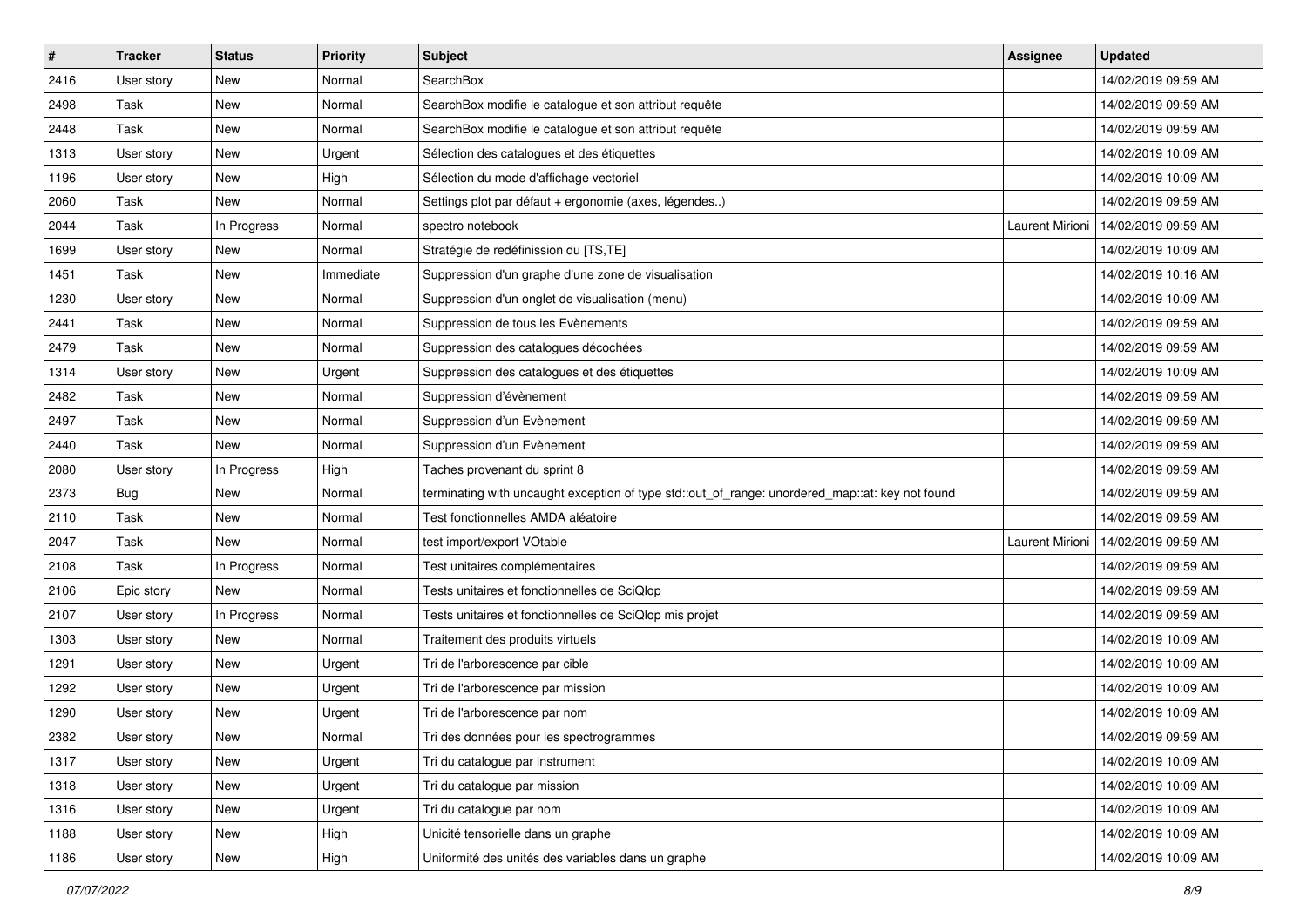| # | Tracker | Status | Priority | Subject | Assignee | Updated |
|---|---|---|---|---|---|---|
| 2416 | User story | New | Normal | SearchBox | | 14/02/2019 09:59 AM |
| 2498 | Task | New | Normal | SearchBox modifie le catalogue et son attribut requête | | 14/02/2019 09:59 AM |
| 2448 | Task | New | Normal | SearchBox modifie le catalogue et son attribut requête | | 14/02/2019 09:59 AM |
| 1313 | User story | New | Urgent | Sélection des catalogues et des étiquettes | | 14/02/2019 10:09 AM |
| 1196 | User story | New | High | Sélection du mode d'affichage vectoriel | | 14/02/2019 10:09 AM |
| 2060 | Task | New | Normal | Settings plot par défaut + ergonomie (axes, légendes..) | | 14/02/2019 09:59 AM |
| 2044 | Task | In Progress | Normal | spectro notebook | Laurent Mirioni | 14/02/2019 09:59 AM |
| 1699 | User story | New | Normal | Stratégie de redéfinission du [TS,TE] | | 14/02/2019 10:09 AM |
| 1451 | Task | New | Immediate | Suppression d'un graphe d'une zone de visualisation | | 14/02/2019 10:16 AM |
| 1230 | User story | New | Normal | Suppression d'un onglet de visualisation (menu) | | 14/02/2019 10:09 AM |
| 2441 | Task | New | Normal | Suppression de tous les Evènements | | 14/02/2019 09:59 AM |
| 2479 | Task | New | Normal | Suppression des catalogues décochées | | 14/02/2019 09:59 AM |
| 1314 | User story | New | Urgent | Suppression des catalogues et des étiquettes | | 14/02/2019 10:09 AM |
| 2482 | Task | New | Normal | Suppression d'évènement | | 14/02/2019 09:59 AM |
| 2497 | Task | New | Normal | Suppression d'un Evènement | | 14/02/2019 09:59 AM |
| 2440 | Task | New | Normal | Suppression d'un Evènement | | 14/02/2019 09:59 AM |
| 2080 | User story | In Progress | High | Taches provenant du sprint 8 | | 14/02/2019 09:59 AM |
| 2373 | Bug | New | Normal | terminating with uncaught exception of type std::out_of_range: unordered_map::at: key not found | | 14/02/2019 09:59 AM |
| 2110 | Task | New | Normal | Test fonctionnelles AMDA aléatoire | | 14/02/2019 09:59 AM |
| 2047 | Task | New | Normal | test import/export VOtable | Laurent Mirioni | 14/02/2019 09:59 AM |
| 2108 | Task | In Progress | Normal | Test unitaires complémentaires | | 14/02/2019 09:59 AM |
| 2106 | Epic story | New | Normal | Tests unitaires et fonctionnelles de SciQlop | | 14/02/2019 09:59 AM |
| 2107 | User story | In Progress | Normal | Tests unitaires et fonctionnelles de SciQlop mis projet | | 14/02/2019 09:59 AM |
| 1303 | User story | New | Normal | Traitement des produits virtuels | | 14/02/2019 10:09 AM |
| 1291 | User story | New | Urgent | Tri de l'arborescence par cible | | 14/02/2019 10:09 AM |
| 1292 | User story | New | Urgent | Tri de l'arborescence par mission | | 14/02/2019 10:09 AM |
| 1290 | User story | New | Urgent | Tri de l'arborescence par nom | | 14/02/2019 10:09 AM |
| 2382 | User story | New | Normal | Tri des données pour les spectrogrammes | | 14/02/2019 09:59 AM |
| 1317 | User story | New | Urgent | Tri du catalogue par instrument | | 14/02/2019 10:09 AM |
| 1318 | User story | New | Urgent | Tri du catalogue par mission | | 14/02/2019 10:09 AM |
| 1316 | User story | New | Urgent | Tri du catalogue par nom | | 14/02/2019 10:09 AM |
| 1188 | User story | New | High | Unicité tensorielle dans un graphe | | 14/02/2019 10:09 AM |
| 1186 | User story | New | High | Uniformité des unités des variables dans un graphe | | 14/02/2019 10:09 AM |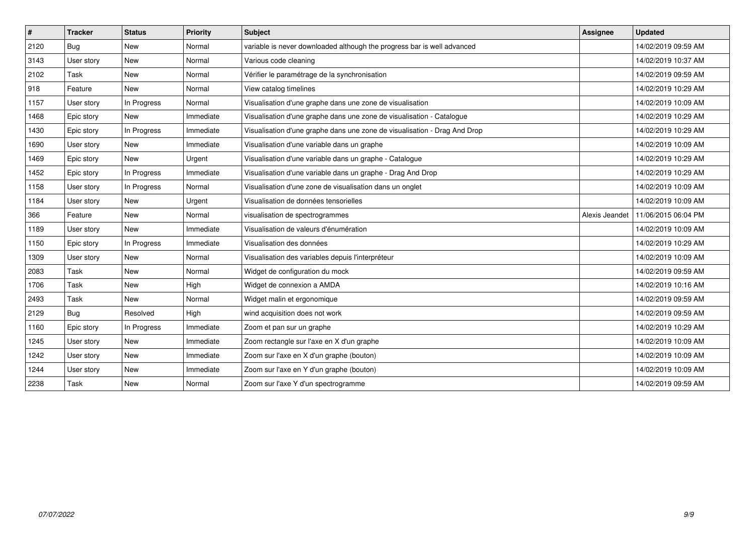| # | Tracker | Status | Priority | Subject | Assignee | Updated |
|---|---|---|---|---|---|---|
| 2120 | Bug | New | Normal | variable is never downloaded although the progress bar is well advanced | | 14/02/2019 09:59 AM |
| 3143 | User story | New | Normal | Various code cleaning | | 14/02/2019 10:37 AM |
| 2102 | Task | New | Normal | Vérifier le paramétrage de la synchronisation | | 14/02/2019 09:59 AM |
| 918 | Feature | New | Normal | View catalog timelines | | 14/02/2019 10:29 AM |
| 1157 | User story | In Progress | Normal | Visualisation d'une graphe dans une zone de visualisation | | 14/02/2019 10:09 AM |
| 1468 | Epic story | New | Immediate | Visualisation d'une graphe dans une zone de visualisation - Catalogue | | 14/02/2019 10:29 AM |
| 1430 | Epic story | In Progress | Immediate | Visualisation d'une graphe dans une zone de visualisation - Drag And Drop | | 14/02/2019 10:29 AM |
| 1690 | User story | New | Immediate | Visualisation d'une variable dans un graphe | | 14/02/2019 10:09 AM |
| 1469 | Epic story | New | Urgent | Visualisation d'une variable dans un graphe - Catalogue | | 14/02/2019 10:29 AM |
| 1452 | Epic story | In Progress | Immediate | Visualisation d'une variable dans un graphe - Drag And Drop | | 14/02/2019 10:29 AM |
| 1158 | User story | In Progress | Normal | Visualisation d'une zone de visualisation dans un onglet | | 14/02/2019 10:09 AM |
| 1184 | User story | New | Urgent | Visualisation de données tensorielles | | 14/02/2019 10:09 AM |
| 366 | Feature | New | Normal | visualisation de spectrogrammes | Alexis Jeandet | 11/06/2015 06:04 PM |
| 1189 | User story | New | Immediate | Visualisation de valeurs d'énumération | | 14/02/2019 10:09 AM |
| 1150 | Epic story | In Progress | Immediate | Visualisation des données | | 14/02/2019 10:29 AM |
| 1309 | User story | New | Normal | Visualisation des variables depuis l'interpréteur | | 14/02/2019 10:09 AM |
| 2083 | Task | New | Normal | Widget de configuration du mock | | 14/02/2019 09:59 AM |
| 1706 | Task | New | High | Widget de connexion a AMDA | | 14/02/2019 10:16 AM |
| 2493 | Task | New | Normal | Widget malin et ergonomique | | 14/02/2019 09:59 AM |
| 2129 | Bug | Resolved | High | wind acquisition does not work | | 14/02/2019 09:59 AM |
| 1160 | Epic story | In Progress | Immediate | Zoom et pan sur un graphe | | 14/02/2019 10:29 AM |
| 1245 | User story | New | Immediate | Zoom rectangle sur l'axe en X d'un graphe | | 14/02/2019 10:09 AM |
| 1242 | User story | New | Immediate | Zoom sur l'axe en X d'un graphe (bouton) | | 14/02/2019 10:09 AM |
| 1244 | User story | New | Immediate | Zoom sur l'axe en Y d'un graphe (bouton) | | 14/02/2019 10:09 AM |
| 2238 | Task | New | Normal | Zoom sur l'axe Y d'un spectrogramme | | 14/02/2019 09:59 AM |